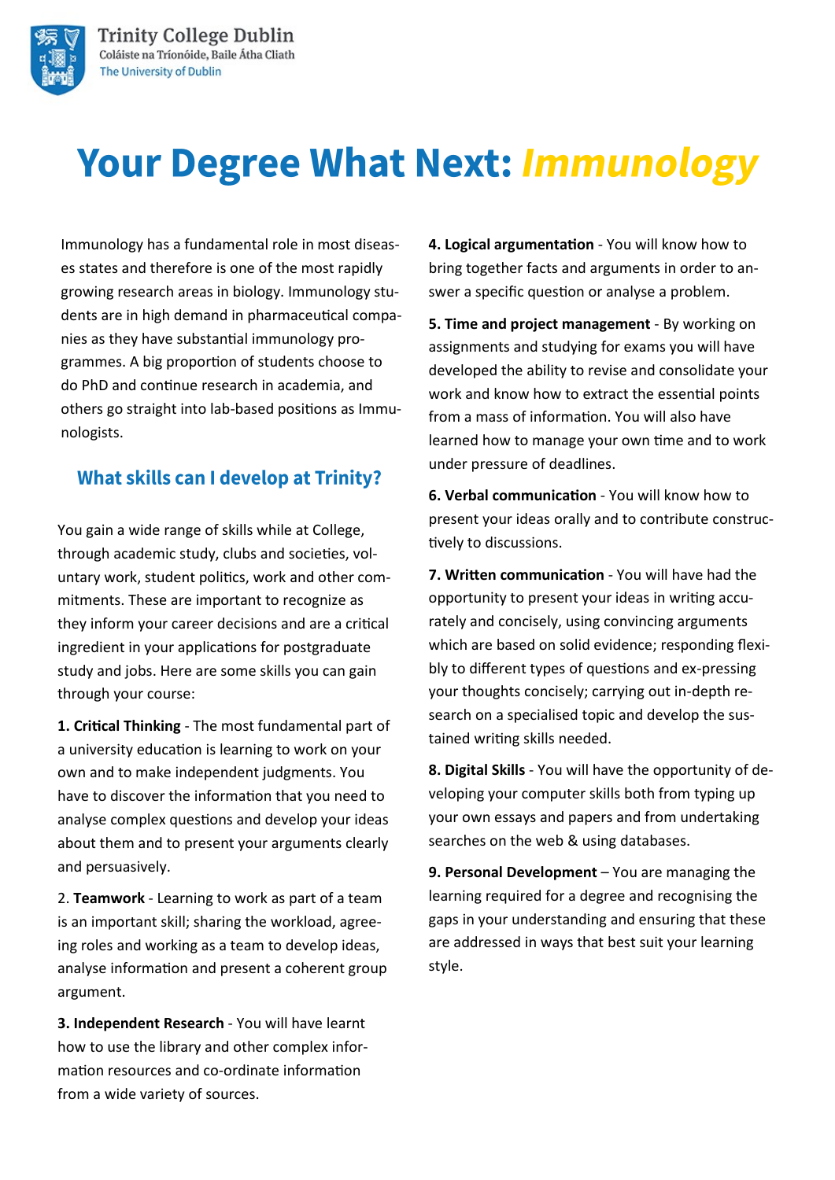Trinity College Dublin
Coláiste na Tríonóide, Baile Átha Cliath
The University of Dublin

# Your Degree What Next: *Immunology*

Immunology has a fundamental role in most diseases states and therefore is one of the most rapidly growing research areas in biology. Immunology students are in high demand in pharmaceutical companies as they have substantial immunology programmes. A big proportion of students choose to do PhD and continue research in academia, and others go straight into lab-based positions as Immunologists.

## What skills can I develop at Trinity?

You gain a wide range of skills while at College, through academic study, clubs and societies, voluntary work, student politics, work and other commitments. These are important to recognize as they inform your career decisions and are a critical ingredient in your applications for postgraduate study and jobs. Here are some skills you can gain through your course:

**1. Critical Thinking** - The most fundamental part of a university education is learning to work on your own and to make independent judgments. You have to discover the information that you need to analyse complex questions and develop your ideas about them and to present your arguments clearly and persuasively.

2. **Teamwork** - Learning to work as part of a team is an important skill; sharing the workload, agreeing roles and working as a team to develop ideas, analyse information and present a coherent group argument.

**3. Independent Research** - You will have learnt how to use the library and other complex information resources and co-ordinate information from a wide variety of sources.

**4. Logical argumentation** - You will know how to bring together facts and arguments in order to answer a specific question or analyse a problem.

**5. Time and project management** - By working on assignments and studying for exams you will have developed the ability to revise and consolidate your work and know how to extract the essential points from a mass of information. You will also have learned how to manage your own time and to work under pressure of deadlines.

**6. Verbal communication** - You will know how to present your ideas orally and to contribute constructively to discussions.

**7. Written communication** - You will have had the opportunity to present your ideas in writing accurately and concisely, using convincing arguments which are based on solid evidence; responding flexibly to different types of questions and ex-pressing your thoughts concisely; carrying out in-depth research on a specialised topic and develop the sustained writing skills needed.

**8. Digital Skills** - You will have the opportunity of developing your computer skills both from typing up your own essays and papers and from undertaking searches on the web & using databases.

**9. Personal Development** – You are managing the learning required for a degree and recognising the gaps in your understanding and ensuring that these are addressed in ways that best suit your learning style.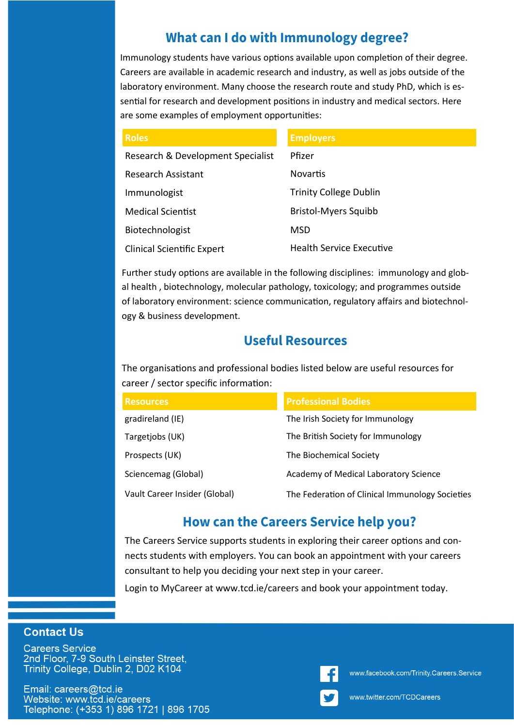## What can I do with Immunology degree?

Immunology students have various options available upon completion of their degree. Careers are available in academic research and industry, as well as jobs outside of the laboratory environment. Many choose the research route and study PhD, which is essential for research and development positions in industry and medical sectors. Here are some examples of employment opportunities:

| Roles | Employers |
| --- | --- |
| Research & Development Specialist | Pfizer |
| Research Assistant | Novartis |
| Immunologist | Trinity College Dublin |
| Medical Scientist | Bristol-Myers Squibb |
| Biotechnologist | MSD |
| Clinical Scientific Expert | Health Service Executive |

Further study options are available in the following disciplines: immunology and global health , biotechnology, molecular pathology, toxicology; and programmes outside of laboratory environment: science communication, regulatory affairs and biotechnology & business development.

## Useful Resources

The organisations and professional bodies listed below are useful resources for career / sector specific information:

| Resources | Professional Bodies |
| --- | --- |
| gradireland (IE) | The Irish Society for Immunology |
| Targetjobs (UK) | The British Society for Immunology |
| Prospects (UK) | The Biochemical Society |
| Sciencemag (Global) | Academy of Medical Laboratory Science |
| Vault Career Insider (Global) | The Federation of Clinical Immunology Societies |

## How can the Careers Service help you?

The Careers Service supports students in exploring their career options and connects students with employers. You can book an appointment with your careers consultant to help you deciding your next step in your career.

Login to MyCareer at www.tcd.ie/careers and book your appointment today.

### Contact Us

Careers Service
2nd Floor, 7-9 South Leinster Street,
Trinity College, Dublin 2, D02 K104

Email: careers@tcd.ie
Website: www.tcd.ie/careers
Telephone: (+353 1) 896 1721 | 896 1705

www.facebook.com/Trinity.Careers.Service

www.twitter.com/TCDCareers